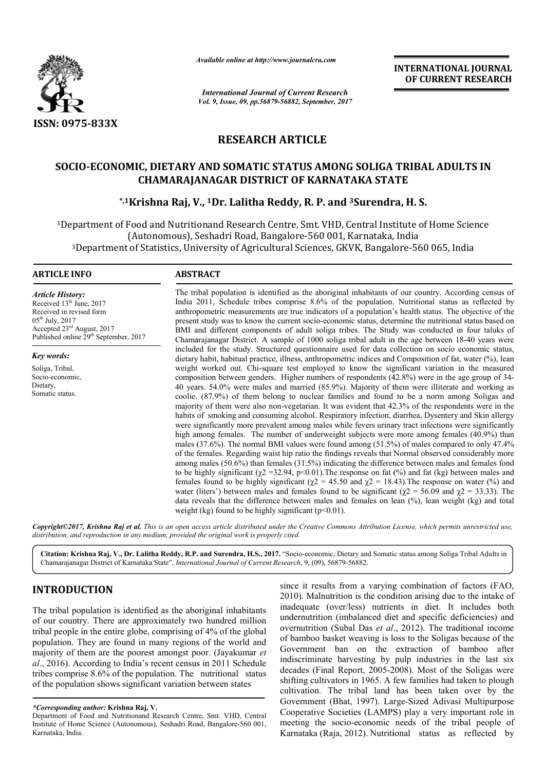ISSN: 0975-833X

*Available online at http://www.journalcra.com*

*International Journal of Current Research*
*Vol. 9, Issue, 09, pp.56879-56882, September, 2017*

**INTERNATIONAL JOURNAL OF CURRENT RESEARCH**

# RESEARCH ARTICLE

# SOCIO-ECONOMIC, DIETARY AND SOMATIC STATUS AMONG SOLIGA TRIBAL ADULTS IN CHAMARAJANAGAR DISTRICT OF KARNATAKA STATE

**\*,1Krishna Raj, V., 1Dr. Lalitha Reddy, R. P. and 3Surendra, H. S.**

[1]Department of Food and Nutritionand Research Centre, Smt. VHD, Central Institute of Home Science (Autonomous), Seshadri Road, Bangalore-560 001, Karnataka, India

[3]Department of Statistics, University of Agricultural Sciences, GKVK, Bangalore-560 065, India

## ARTICLE INFO

*Article History:*

Received 13[th] June, 2017
Received in revised form 05[th] July, 2017
Accepted 23[rd] August, 2017
Published online 29[th] September, 2017

*Key words:*

Soliga, Tribal, Socio-economic, Dietary, Somatic status.

## ABSTRACT

The tribal population is identified as the aboriginal inhabitants of our country. According census of India 2011, Schedule tribes comprise 8.6% of the population. Nutritional status as reflected by anthropometric measurements are true indicators of a population's health status. The objective of the present study was to know the current socio-economic status, determine the nutritional status based on BMI and different components of adult soliga tribes. The Study was conducted in four taluks of Chamarajanagar District. A sample of 1000 soliga tribal adult in the age between 18-40 years were included for the study. Structured questionnaire used for data collection on socio economic status, dietary habit, habitual practice, illness, anthropometric indices and Composition of fat, water (%), lean weight worked out. Chi-square test employed to know the significant variation in the measured composition between genders. Higher numbers of respondents (42.8%) were in the age group of 34-40 years. 54.0% were males and married (85.9%). Majority of them were illiterate and working as coolie. (87.9%) of them belong to nuclear families and found to be a norm among Soligas and majority of them were also non-vegetarian. It was evident that 42.3% of the respondents were in the habits of smoking and consuming alcohol. Respiratory infection, diarrhea, Dysentery and Skin allergy were significantly more prevalent among males while fevers urinary tract infections were significantly high among females. The number of underweight subjects were more among females (40.9%) than males (37.6%). The normal BMI values were found among (51.5%) of males compared to only 47.4% of the females. Regarding waist hip ratio the findings reveals that Normal observed considerably more among males (50.6%) than females (31.5%) indicating the difference between males and females fond to be highly significant ($\chi 2$ =32.94, p<0.01).The response on fat (%) and fat (kg) between males and females found to be highly significant ($\chi 2$ = 45.50 and $\chi 2$ = 18.43).The response on water (%) and water (liters') between males and females found to be significant ($\chi 2$ = 56.09 and $\chi 2$ = 33.33). The data reveals that the difference between males and females on lean (%), lean weight (kg) and total weight (kg) found to be highly significant (p<0.01).

*Copyright©2017, Krishna Raj et al. This is an open access article distributed under the Creative Commons Attribution License, which permits unrestricted use, distribution, and reproduction in any medium, provided the original work is properly cited.*

**Citation: Krishna Raj, V., Dr. Lalitha Reddy, R.P. and Surendra, H.S., 2017.** "Socio-economic, Dietary and Somatic status among Soliga Tribal Adults in Chamarajanagar District of Karnataka State", *International Journal of Current Research*, 9, (09), 56879-56882.

## INTRODUCTION

The tribal population is identified as the aboriginal inhabitants of our country. There are approximately two hundred million tribal people in the entire globe, comprising of 4% of the global population. They are found in many regions of the world and majority of them are the poorest amongst poor. (Jayakumar *et al*., 2016). According to India's recent census in 2011 Schedule tribes comprise 8.6% of the population. The nutritional status of the population shows significant variation between states since it results from a varying combination of factors (FAO, 2010). Malnutrition is the condition arising due to the intake of inadequate (over/less) nutrients in diet. It includes both undernutrition (imbalanced diet and specific deficiencies) and overnutrition (Subal Das *et al*., 2012). The traditional income of bamboo basket weaving is loss to the Soligas because of the Government ban on the extraction of bamboo after indiscriminate harvesting by pulp industries in the last six decades (Final Report, 2005-2008). Most of the Soligas were shifting cultivators in 1965. A few families had taken to plough cultivation. The tribal land has been taken over by the Government (Bhat, 1997). Large-Sized Adivasi Multipurpose Cooperative Societies (LAMPS) play a very important role in meeting the socio-economic needs of the tribal people of Karnataka (Raja, 2012). Nutritional status as reflected by

*\*Corresponding author:* **Krishna Raj, V.**
Department of Food and Nutritionand Research Centre, Smt. VHD, Central Institute of Home Science (Autonomous), Seshadri Road, Bangalore-560 001, Karnataka, India.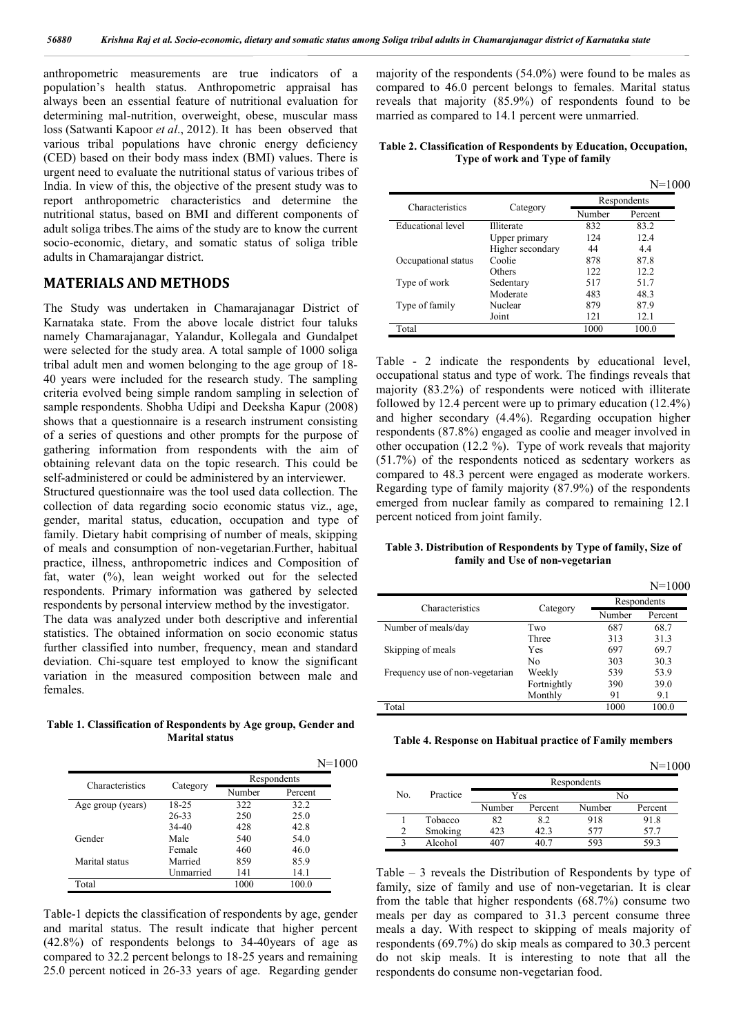anthropometric measurements are true indicators of a population's health status. Anthropometric appraisal has always been an essential feature of nutritional evaluation for determining mal-nutrition, overweight, obese, muscular mass loss (Satwanti Kapoor *et al*., 2012). It has been observed that various tribal populations have chronic energy deficiency (CED) based on their body mass index (BMI) values. There is urgent need to evaluate the nutritional status of various tribes of India. In view of this, the objective of the present study was to report anthropometric characteristics and determine the nutritional status, based on BMI and different components of adult soliga tribes.The aims of the study are to know the current socio-economic, dietary, and somatic status of soliga trible adults in Chamarajangar district.

## MATERIALS AND METHODS

The Study was undertaken in Chamarajanagar District of Karnataka state. From the above locale district four taluks namely Chamarajanagar, Yalandur, Kollegala and Gundalpet were selected for the study area. A total sample of 1000 soliga tribal adult men and women belonging to the age group of 18-40 years were included for the research study. The sampling criteria evolved being simple random sampling in selection of sample respondents. Shobha Udipi and Deeksha Kapur (2008) shows that a questionnaire is a research instrument consisting of a series of questions and other prompts for the purpose of gathering information from respondents with the aim of obtaining relevant data on the topic research. This could be self-administered or could be administered by an interviewer.

Structured questionnaire was the tool used data collection. The collection of data regarding socio economic status viz., age, gender, marital status, education, occupation and type of family. Dietary habit comprising of number of meals, skipping of meals and consumption of non-vegetarian.Further, habitual practice, illness, anthropometric indices and Composition of fat, water (%), lean weight worked out for the selected respondents. Primary information was gathered by selected respondents by personal interview method by the investigator.

The data was analyzed under both descriptive and inferential statistics. The obtained information on socio economic status further classified into number, frequency, mean and standard deviation. Chi-square test employed to know the significant variation in the measured composition between male and females.

**Table 1. Classification of Respondents by Age group, Gender and Marital status**

N=1000

| Characteristics | Category | Respondents | |
|---|---|---|---|
| | | Number | Percent |
| Age group (years) | 18-25 | 322 | 32.2 |
| | 26-33 | 250 | 25.0 |
| | 34-40 | 428 | 42.8 |
| Gender | Male | 540 | 54.0 |
| | Female | 460 | 46.0 |
| Marital status | Married | 859 | 85.9 |
| | Unmarried | 141 | 14.1 |
| Total | | 1000 | 100.0 |

Table-1 depicts the classification of respondents by age, gender and marital status. The result indicate that higher percent (42.8%) of respondents belongs to 34-40years of age as compared to 32.2 percent belongs to 18-25 years and remaining 25.0 percent noticed in 26-33 years of age. Regarding gender majority of the respondents (54.0%) were found to be males as compared to 46.0 percent belongs to females. Marital status reveals that majority (85.9%) of respondents found to be married as compared to 14.1 percent were unmarried.

**Table 2. Classification of Respondents by Education, Occupation, Type of work and Type of family**

N=1000

| Characteristics | Category | Respondents | |
|---|---|---|---|
| | | Number | Percent |
| Educational level | Illiterate | 832 | 83.2 |
| | Upper primary | 124 | 12.4 |
| | Higher secondary | 44 | 4.4 |
| Occupational status | Coolie | 878 | 87.8 |
| | Others | 122 | 12.2 |
| Type of work | Sedentary | 517 | 51.7 |
| | Moderate | 483 | 48.3 |
| Type of family | Nuclear | 879 | 87.9 |
| | Joint | 121 | 12.1 |
| Total | | 1000 | 100.0 |

Table - 2 indicate the respondents by educational level, occupational status and type of work. The findings reveals that majority (83.2%) of respondents were noticed with illiterate followed by 12.4 percent were up to primary education (12.4%) and higher secondary (4.4%). Regarding occupation higher respondents (87.8%) engaged as coolie and meager involved in other occupation (12.2 %). Type of work reveals that majority (51.7%) of the respondents noticed as sedentary workers as compared to 48.3 percent were engaged as moderate workers. Regarding type of family majority (87.9%) of the respondents emerged from nuclear family as compared to remaining 12.1 percent noticed from joint family.

**Table 3. Distribution of Respondents by Type of family, Size of family and Use of non-vegetarian**

N=1000

| Characteristics | Category | Respondents | |
|---|---|---|---|
| | | Number | Percent |
| Number of meals/day | Two | 687 | 68.7 |
| | Three | 313 | 31.3 |
| Skipping of meals | Yes | 697 | 69.7 |
| | No | 303 | 30.3 |
| Frequency use of non-vegetarian | Weekly | 539 | 53.9 |
| | Fortnightly | 390 | 39.0 |
| | Monthly | 91 | 9.1 |
| Total | | 1000 | 100.0 |

**Table 4. Response on Habitual practice of Family members**

N=1000

| No. | Practice | Respondents | | | |
|---|---|---|---|---|---|
| | | Yes | | No | |
| | | Number | Percent | Number | Percent |
| 1 | Tobacco | 82 | 8.2 | 918 | 91.8 |
| 2 | Smoking | 423 | 42.3 | 577 | 57.7 |
| 3 | Alcohol | 407 | 40.7 | 593 | 59.3 |

Table – 3 reveals the Distribution of Respondents by type of family, size of family and use of non-vegetarian. It is clear from the table that higher respondents (68.7%) consume two meals per day as compared to 31.3 percent consume three meals a day. With respect to skipping of meals majority of respondents (69.7%) do skip meals as compared to 30.3 percent do not skip meals. It is interesting to note that all the respondents do consume non-vegetarian food.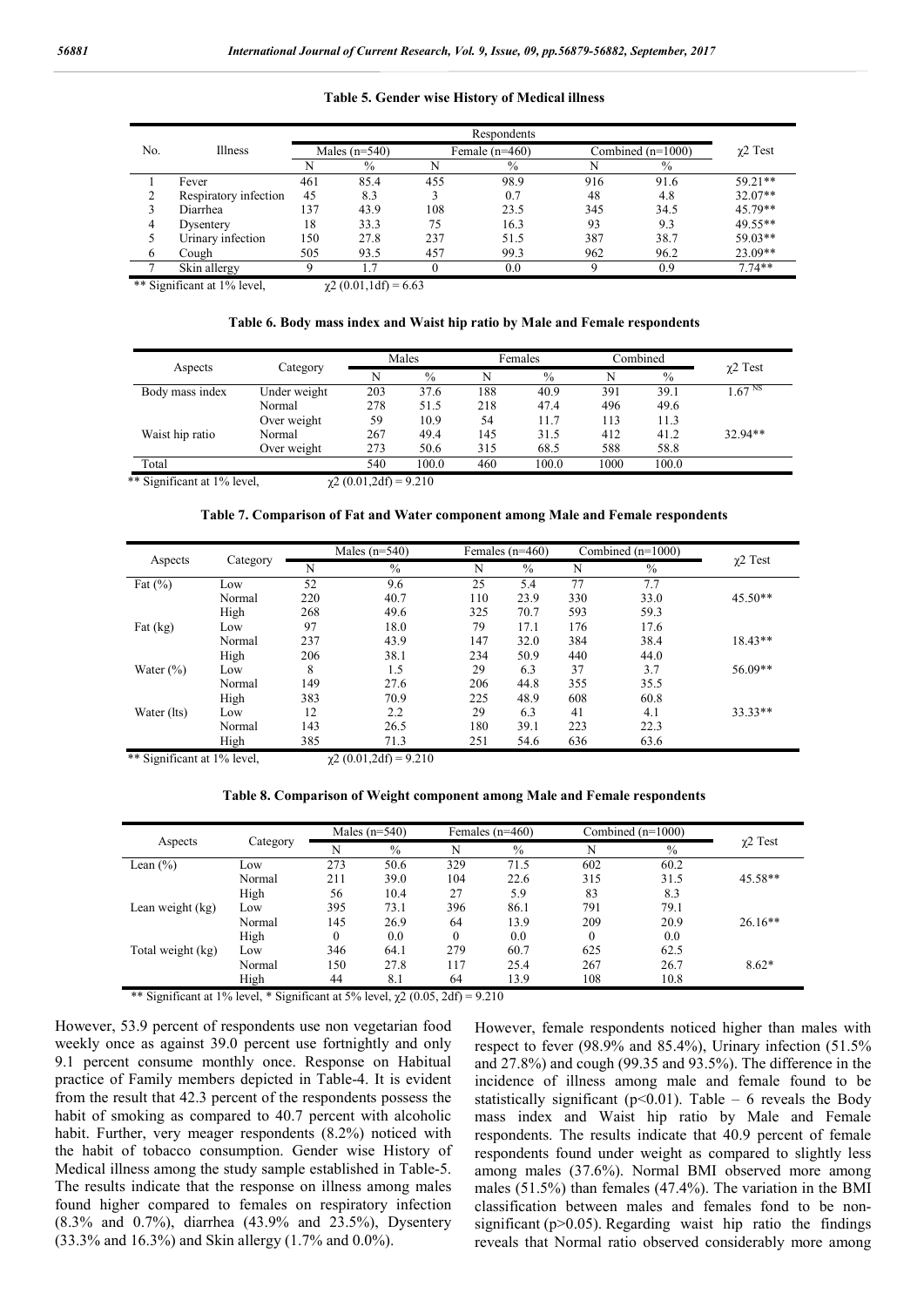**Table 5. Gender wise History of Medical illness**

| No. | Illness | Respondents | | | | | | $\chi^2$ Test |
|---|---|---|---|---|---|---|---|---|
| | | Males (n=540) | | Female (n=460) | | Combined (n=1000) | | |
| | | N | % | N | % | N | % | |
| 1 | Fever | 461 | 85.4 | 455 | 98.9 | 916 | 91.6 | 59.21** |
| 2 | Respiratory infection | 45 | 8.3 | 3 | 0.7 | 48 | 4.8 | 32.07** |
| 3 | Diarrhea | 137 | 43.9 | 108 | 23.5 | 345 | 34.5 | 45.79** |
| 4 | Dysentery | 18 | 33.3 | 75 | 16.3 | 93 | 9.3 | 49.55** |
| 5 | Urinary infection | 150 | 27.8 | 237 | 51.5 | 387 | 38.7 | 59.03** |
| 6 | Cough | 505 | 93.5 | 457 | 99.3 | 962 | 96.2 | 23.09** |
| 7 | Skin allergy | 9 | 1.7 | 0 | 0.0 | 9 | 0.9 | 7.74** |

** Significant at 1% level, $\chi^2$ (0.01,1df) = 6.63

**Table 6. Body mass index and Waist hip ratio by Male and Female respondents**

| Aspects | Category | Males | | Females | | Combined | | $\chi^2$ Test |
|---|---|---|---|---|---|---|---|---|
| | | N | % | N | % | N | % | |
| Body mass index | Under weight | 203 | 37.6 | 188 | 40.9 | 391 | 39.1 | $1.67^{NS}$ |
| | Normal | 278 | 51.5 | 218 | 47.4 | 496 | 49.6 | |
| | Over weight | 59 | 10.9 | 54 | 11.7 | 113 | 11.3 | |
| Waist hip ratio | Normal | 267 | 49.4 | 145 | 31.5 | 412 | 41.2 | 32.94** |
| | Over weight | 273 | 50.6 | 315 | 68.5 | 588 | 58.8 | |
| Total | | 540 | 100.0 | 460 | 100.0 | 1000 | 100.0 | |

** Significant at 1% level, $\chi^2$ (0.01,2df) = 9.210

**Table 7. Comparison of Fat and Water component among Male and Female respondents**

| Aspects | Category | Males (n=540) | | Females (n=460) | | Combined (n=1000) | | $\chi^2$ Test |
|---|---|---|---|---|---|---|---|---|
| | | N | % | N | % | N | % | |
| Fat (%) | Low | 52 | 9.6 | 25 | 5.4 | 77 | 7.7 | |
| | Normal | 220 | 40.7 | 110 | 23.9 | 330 | 33.0 | 45.50** |
| | High | 268 | 49.6 | 325 | 70.7 | 593 | 59.3 | |
| Fat (kg) | Low | 97 | 18.0 | 79 | 17.1 | 176 | 17.6 | |
| | Normal | 237 | 43.9 | 147 | 32.0 | 384 | 38.4 | 18.43** |
| | High | 206 | 38.1 | 234 | 50.9 | 440 | 44.0 | |
| Water (%) | Low | 8 | 1.5 | 29 | 6.3 | 37 | 3.7 | 56.09** |
| | Normal | 149 | 27.6 | 206 | 44.8 | 355 | 35.5 | |
| | High | 383 | 70.9 | 225 | 48.9 | 608 | 60.8 | |
| Water (lts) | Low | 12 | 2.2 | 29 | 6.3 | 41 | 4.1 | 33.33** |
| | Normal | 143 | 26.5 | 180 | 39.1 | 223 | 22.3 | |
| | High | 385 | 71.3 | 251 | 54.6 | 636 | 63.6 | |

** Significant at 1% level, $\chi^2$ (0.01,2df) = 9.210

**Table 8. Comparison of Weight component among Male and Female respondents**

| Aspects | Category | Males (n=540) | | Females (n=460) | | Combined (n=1000) | | $\chi^2$ Test |
|---|---|---|---|---|---|---|---|---|
| | | N | % | N | % | N | % | |
| Lean (%) | Low | 273 | 50.6 | 329 | 71.5 | 602 | 60.2 | |
| | Normal | 211 | 39.0 | 104 | 22.6 | 315 | 31.5 | 45.58** |
| | High | 56 | 10.4 | 27 | 5.9 | 83 | 8.3 | |
| Lean weight (kg) | Low | 395 | 73.1 | 396 | 86.1 | 791 | 79.1 | |
| | Normal | 145 | 26.9 | 64 | 13.9 | 209 | 20.9 | 26.16** |
| | High | 0 | 0.0 | 0 | 0.0 | 0 | 0.0 | |
| Total weight (kg) | Low | 346 | 64.1 | 279 | 60.7 | 625 | 62.5 | |
| | Normal | 150 | 27.8 | 117 | 25.4 | 267 | 26.7 | 8.62* |
| | High | 44 | 8.1 | 64 | 13.9 | 108 | 10.8 | |

** Significant at 1% level, * Significant at 5% level, $\chi^2$ (0.05, 2df) = 9.210

However, 53.9 percent of respondents use non vegetarian food weekly once as against 39.0 percent use fortnightly and only 9.1 percent consume monthly once. Response on Habitual practice of Family members depicted in Table-4. It is evident from the result that 42.3 percent of the respondents possess the habit of smoking as compared to 40.7 percent with alcoholic habit. Further, very meager respondents (8.2%) noticed with the habit of tobacco consumption. Gender wise History of Medical illness among the study sample established in Table-5. The results indicate that the response on illness among males found higher compared to females on respiratory infection (8.3% and 0.7%), diarrhea (43.9% and 23.5%), Dysentery (33.3% and 16.3%) and Skin allergy (1.7% and 0.0%).

However, female respondents noticed higher than males with respect to fever (98.9% and 85.4%), Urinary infection (51.5% and 27.8%) and cough (99.35 and 93.5%). The difference in the incidence of illness among male and female found to be statistically significant ($p<0.01$). Table – 6 reveals the Body mass index and Waist hip ratio by Male and Female respondents. The results indicate that 40.9 percent of female respondents found under weight as compared to slightly less among males (37.6%). Normal BMI observed more among males (51.5%) than females (47.4%). The variation in the BMI classification between males and females fond to be non-significant ($p>0.05$). Regarding waist hip ratio the findings reveals that Normal ratio observed considerably more among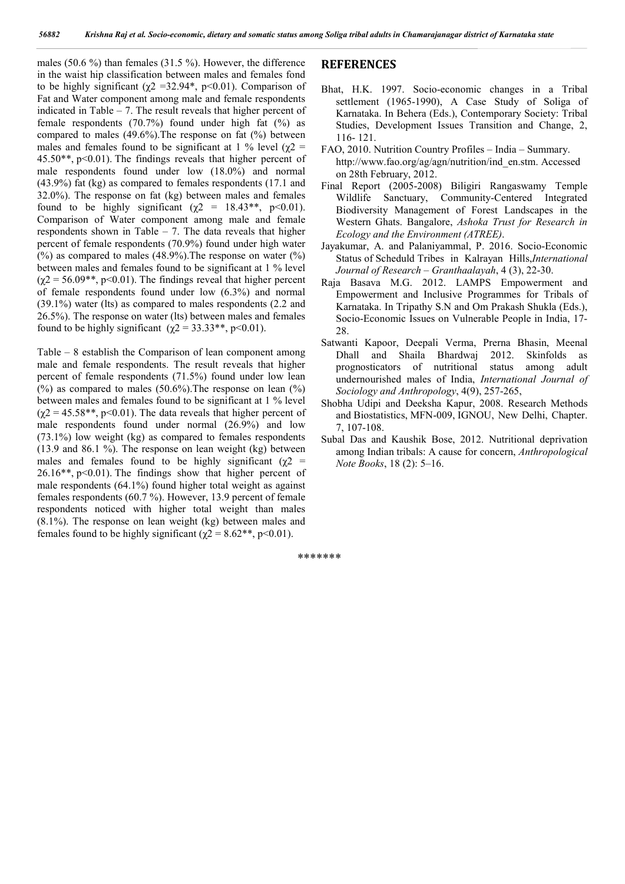males (50.6 %) than females (31.5 %). However, the difference in the waist hip classification between males and females fond to be highly significant ($\chi2$ =32.94*, $p<0.01$). Comparison of Fat and Water component among male and female respondents indicated in Table – 7. The result reveals that higher percent of female respondents (70.7%) found under high fat (%) as compared to males (49.6%).The response on fat (%) between males and females found to be significant at 1 % level ($\chi2$ = 45.50**, $p<0.01$). The findings reveals that higher percent of male respondents found under low (18.0%) and normal (43.9%) fat (kg) as compared to females respondents (17.1 and 32.0%). The response on fat (kg) between males and females found to be highly significant ($\chi2$ = 18.43**, $p<0.01$). Comparison of Water component among male and female respondents shown in Table – 7. The data reveals that higher percent of female respondents (70.9%) found under high water (%) as compared to males (48.9%).The response on water (%) between males and females found to be significant at 1 % level ($\chi2$ = 56.09**, $p<0.01$). The findings reveal that higher percent of female respondents found under low (6.3%) and normal (39.1%) water (lts) as compared to males respondents (2.2 and 26.5%). The response on water (lts) between males and females found to be highly significant ($\chi2$ = 33.33**, $p<0.01$).

Table – 8 establish the Comparison of lean component among male and female respondents. The result reveals that higher percent of female respondents (71.5%) found under low lean (%) as compared to males (50.6%).The response on lean (%) between males and females found to be significant at 1 % level ($\chi2$ = 45.58**, $p<0.01$). The data reveals that higher percent of male respondents found under normal (26.9%) and low (73.1%) low weight (kg) as compared to females respondents (13.9 and 86.1 %). The response on lean weight (kg) between males and females found to be highly significant ($\chi2$ = 26.16**, $p<0.01$). The findings show that higher percent of male respondents (64.1%) found higher total weight as against females respondents (60.7 %). However, 13.9 percent of female respondents noticed with higher total weight than males (8.1%). The response on lean weight (kg) between males and females found to be highly significant ($\chi2$ = 8.62**, $p<0.01$).

## REFERENCES

Bhat, H.K. 1997. Socio-economic changes in a Tribal settlement (1965-1990), A Case Study of Soliga of Karnataka. In Behera (Eds.), Contemporary Society: Tribal Studies, Development Issues Transition and Change, 2, 116- 121.

FAO, 2010. Nutrition Country Profiles – India – Summary. http://www.fao.org/ag/agn/nutrition/ind_en.stm. Accessed on 28th February, 2012.

Final Report (2005-2008) Biligiri Rangaswamy Temple Wildlife Sanctuary, Community-Centered Integrated Biodiversity Management of Forest Landscapes in the Western Ghats. Bangalore, *Ashoka Trust for Research in Ecology and the Environment (ATREE)*.

Jayakumar, A. and Palaniyammal, P. 2016. Socio-Economic Status of Scheduld Tribes in Kalrayan Hills,*International Journal of Research – Granthaalayah*, 4 (3), 22-30.

Raja Basava M.G. 2012. LAMPS Empowerment and Empowerment and Inclusive Programmes for Tribals of Karnataka. In Tripathy S.N and Om Prakash Shukla (Eds.), Socio-Economic Issues on Vulnerable People in India, 17-28.

Satwanti Kapoor, Deepali Verma, Prerna Bhasin, Meenal Dhall and Shaila Bhardwaj 2012. Skinfolds as prognosticators of nutritional status among adult undernourished males of India, *International Journal of Sociology and Anthropology*, 4(9), 257-265,

Shobha Udipi and Deeksha Kapur, 2008. Research Methods and Biostatistics, MFN-009, IGNOU, New Delhi, Chapter. 7, 107-108.

Subal Das and Kaushik Bose, 2012. Nutritional deprivation among Indian tribals: A cause for concern, *Anthropological Note Books*, 18 (2): 5–16.

*******